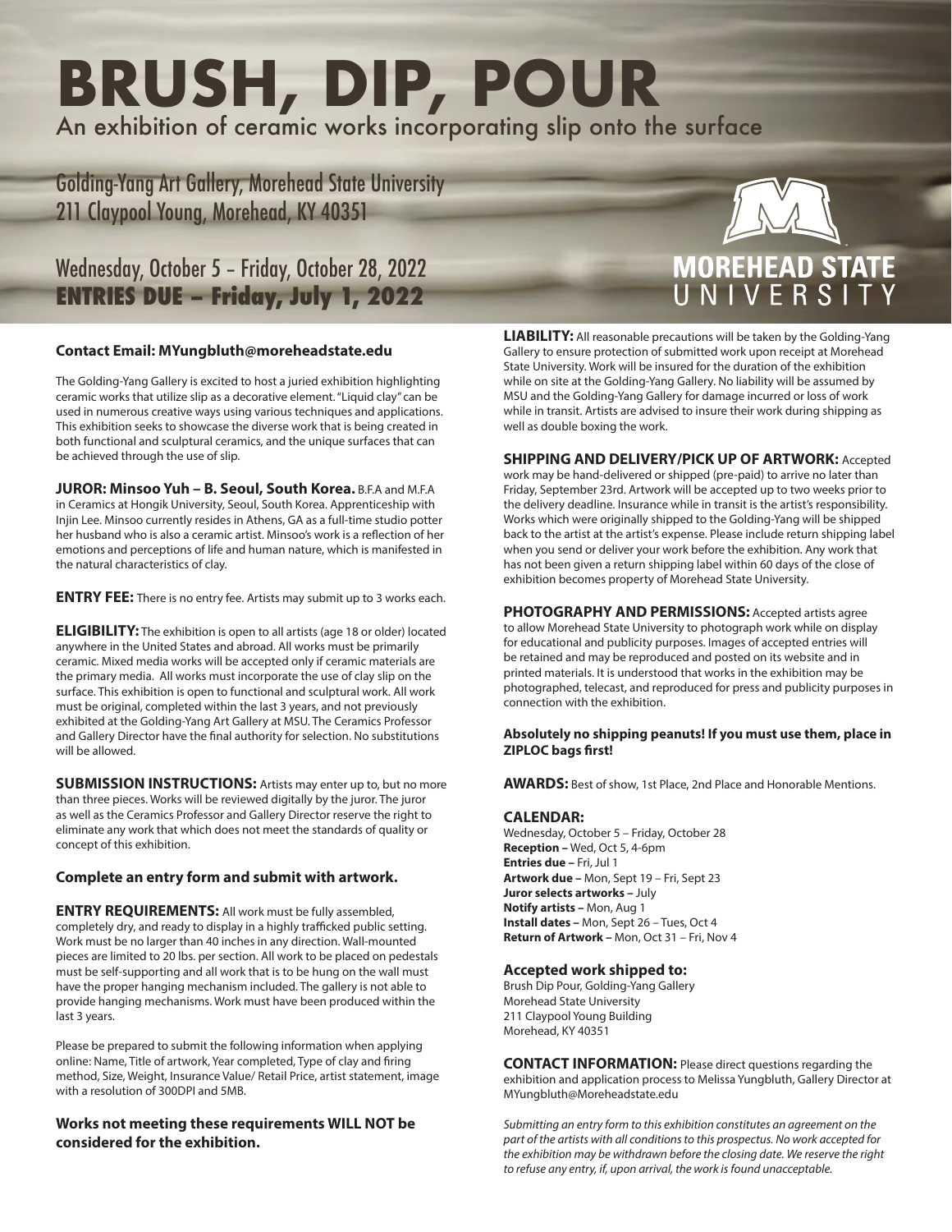# BRUSH, DIP, POUR

## An exhibition of ceramic works incorporating slip onto the surface

Golding-Yang Art Gallery, Morehead State University
211 Claypool Young, Morehead, KY 40351

Wednesday, October 5 – Friday, October 28, 2022
**ENTRIES DUE – Friday, July 1, 2022**

MOREHEAD STATE UNIVERSITY

**Contact Email: MYungbluth@moreheadstate.edu**

The Golding-Yang Gallery is excited to host a juried exhibition highlighting ceramic works that utilize slip as a decorative element. "Liquid clay" can be used in numerous creative ways using various techniques and applications. This exhibition seeks to showcase the diverse work that is being created in both functional and sculptural ceramics, and the unique surfaces that can be achieved through the use of slip.

**JUROR: Minsoo Yuh – B. Seoul, South Korea.** B.F.A and M.F.A in Ceramics at Hongik University, Seoul, South Korea. Apprenticeship with Injin Lee. Minsoo currently resides in Athens, GA as a full-time studio potter her husband who is also a ceramic artist. Minsoo's work is a reflection of her emotions and perceptions of life and human nature, which is manifested in the natural characteristics of clay.

**ENTRY FEE:** There is no entry fee. Artists may submit up to 3 works each.

**ELIGIBILITY:** The exhibition is open to all artists (age 18 or older) located anywhere in the United States and abroad. All works must be primarily ceramic. Mixed media works will be accepted only if ceramic materials are the primary media. All works must incorporate the use of clay slip on the surface. This exhibition is open to functional and sculptural work. All work must be original, completed within the last 3 years, and not previously exhibited at the Golding-Yang Art Gallery at MSU. The Ceramics Professor and Gallery Director have the final authority for selection. No substitutions will be allowed.

**SUBMISSION INSTRUCTIONS:** Artists may enter up to, but no more than three pieces. Works will be reviewed digitally by the juror. The juror as well as the Ceramics Professor and Gallery Director reserve the right to eliminate any work that which does not meet the standards of quality or concept of this exhibition.

**Complete an entry form and submit with artwork.**

**ENTRY REQUIREMENTS:** All work must be fully assembled, completely dry, and ready to display in a highly trafficked public setting. Work must be no larger than 40 inches in any direction. Wall-mounted pieces are limited to 20 lbs. per section. All work to be placed on pedestals must be self-supporting and all work that is to be hung on the wall must have the proper hanging mechanism included. The gallery is not able to provide hanging mechanisms. Work must have been produced within the last 3 years.

Please be prepared to submit the following information when applying online: Name, Title of artwork, Year completed, Type of clay and firing method, Size, Weight, Insurance Value/ Retail Price, artist statement, image with a resolution of 300DPI and 5MB.

**Works not meeting these requirements WILL NOT be considered for the exhibition.**

**LIABILITY:** All reasonable precautions will be taken by the Golding-Yang Gallery to ensure protection of submitted work upon receipt at Morehead State University. Work will be insured for the duration of the exhibition while on site at the Golding-Yang Gallery. No liability will be assumed by MSU and the Golding-Yang Gallery for damage incurred or loss of work while in transit. Artists are advised to insure their work during shipping as well as double boxing the work.

**SHIPPING AND DELIVERY/PICK UP OF ARTWORK:** Accepted work may be hand-delivered or shipped (pre-paid) to arrive no later than Friday, September 23rd. Artwork will be accepted up to two weeks prior to the delivery deadline. Insurance while in transit is the artist's responsibility. Works which were originally shipped to the Golding-Yang will be shipped back to the artist at the artist's expense. Please include return shipping label when you send or deliver your work before the exhibition. Any work that has not been given a return shipping label within 60 days of the close of exhibition becomes property of Morehead State University.

**PHOTOGRAPHY AND PERMISSIONS:** Accepted artists agree to allow Morehead State University to photograph work while on display for educational and publicity purposes. Images of accepted entries will be retained and may be reproduced and posted on its website and in printed materials. It is understood that works in the exhibition may be photographed, telecast, and reproduced for press and publicity purposes in connection with the exhibition.

**Absolutely no shipping peanuts! If you must use them, place in ZIPLOC bags first!**

**AWARDS:** Best of show, 1st Place, 2nd Place and Honorable Mentions.

**CALENDAR:**
Wednesday, October 5 – Friday, October 28
**Reception –** Wed, Oct 5, 4-6pm
**Entries due –** Fri, Jul 1
**Artwork due –** Mon, Sept 19 – Fri, Sept 23
**Juror selects artworks –** July
**Notify artists –** Mon, Aug 1
**Install dates –** Mon, Sept 26 – Tues, Oct 4
**Return of Artwork –** Mon, Oct 31 – Fri, Nov 4

**Accepted work shipped to:**
Brush Dip Pour, Golding-Yang Gallery
Morehead State University
211 Claypool Young Building
Morehead, KY 40351

**CONTACT INFORMATION:** Please direct questions regarding the exhibition and application process to Melissa Yungbluth, Gallery Director at MYungbluth@Moreheadstate.edu

*Submitting an entry form to this exhibition constitutes an agreement on the part of the artists with all conditions to this prospectus. No work accepted for the exhibition may be withdrawn before the closing date. We reserve the right to refuse any entry, if, upon arrival, the work is found unacceptable.*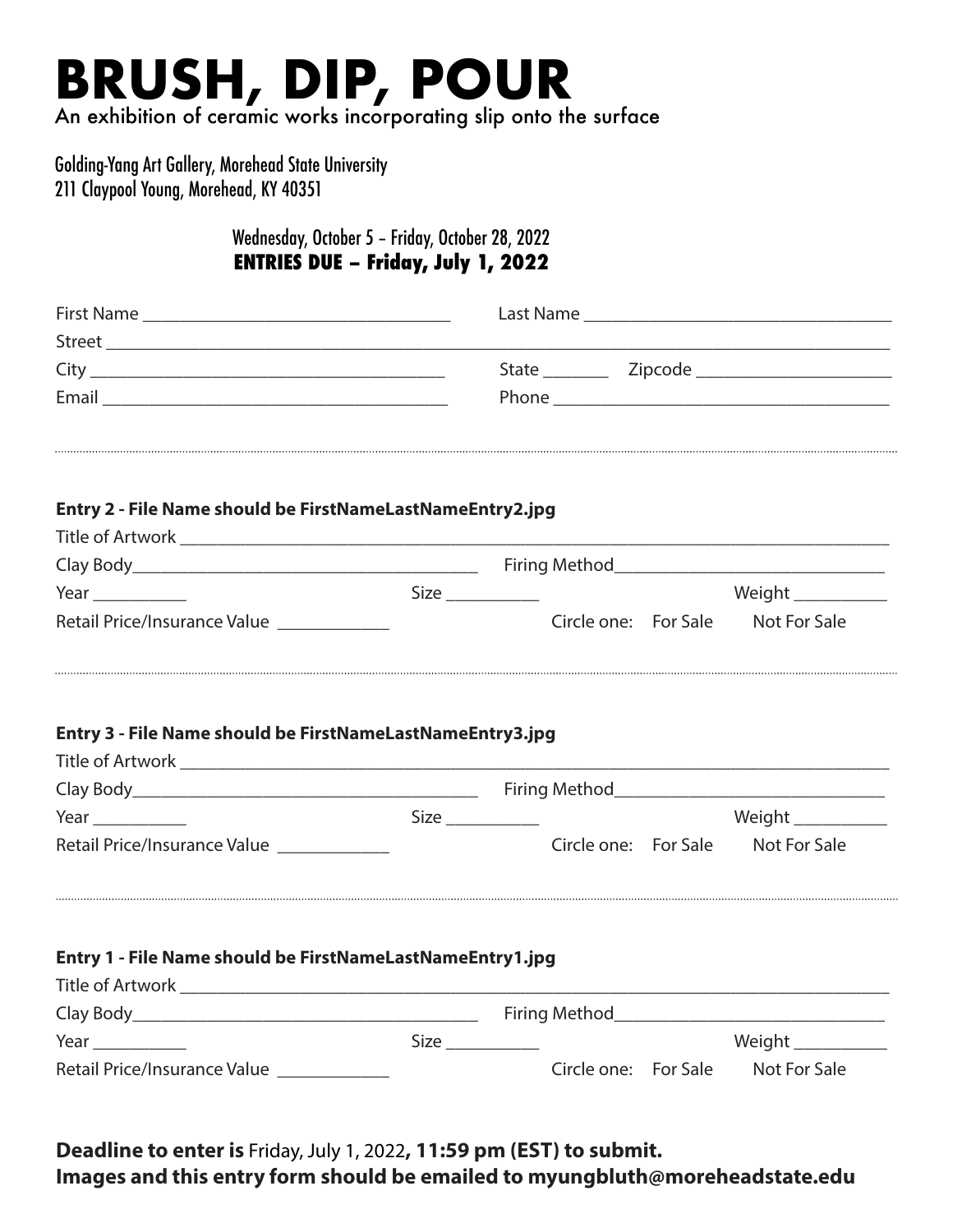# BRUSH, DIP, POUR

An exhibition of ceramic works incorporating slip onto the surface

Golding-Yang Art Gallery, Morehead State University
211 Claypool Young, Morehead, KY 40351

Wednesday, October 5 – Friday, October 28, 2022
**ENTRIES DUE – Friday, July 1, 2022**

First Name ________________________________ Last Name ________________________________
Street ______________________________________________________________________________
City ____________________________________ State _______ Zipcode ____________________
Email ___________________________________ Phone ____________________________________

---

**Entry 2 - File Name should be FirstNameLastNameEntry2.jpg**

Title of Artwork ____________________________________________________________________
Clay Body____________________________________ Firing Method____________________________
Year __________ Size __________ Weight __________
Retail Price/Insurance Value ____________ Circle one: For Sale Not For Sale

---

**Entry 3 - File Name should be FirstNameLastNameEntry3.jpg**

Title of Artwork ____________________________________________________________________
Clay Body____________________________________ Firing Method____________________________
Year __________ Size __________ Weight __________
Retail Price/Insurance Value ____________ Circle one: For Sale Not For Sale

---

**Entry 1 - File Name should be FirstNameLastNameEntry1.jpg**

Title of Artwork ____________________________________________________________________
Clay Body____________________________________ Firing Method____________________________
Year __________ Size __________ Weight __________
Retail Price/Insurance Value ____________ Circle one: For Sale Not For Sale

**Deadline to enter is** Friday, July 1, 2022**, 11:59 pm (EST) to submit.**
**Images and this entry form should be emailed to myungbluth@moreheadstate.edu**